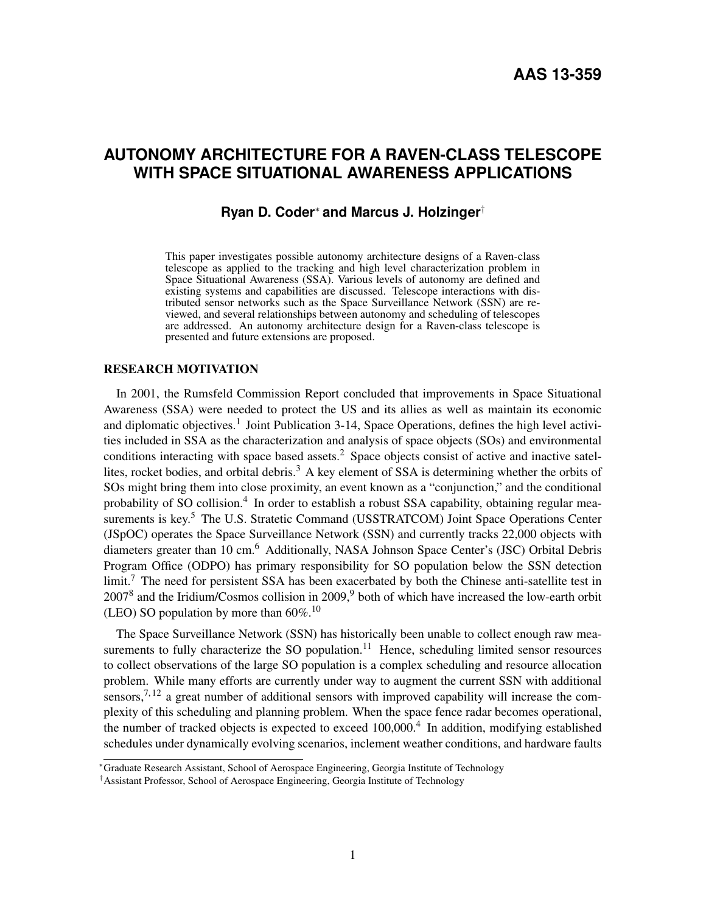AAS 13-359

# AUTONOMY ARCHITECTURE FOR A RAVEN-CLASS TELESCOPE WITH SPACE SITUATIONAL AWARENESS APPLICATIONS

**Ryan D. Coder[*] and Marcus J. Holzinger[†]**

This paper investigates possible autonomy architecture designs of a Raven-class telescope as applied to the tracking and high level characterization problem in Space Situational Awareness (SSA). Various levels of autonomy are defined and existing systems and capabilities are discussed. Telescope interactions with distributed sensor networks such as the Space Surveillance Network (SSN) are reviewed, and several relationships between autonomy and scheduling of telescopes are addressed. An autonomy architecture design for a Raven-class telescope is presented and future extensions are proposed.

## RESEARCH MOTIVATION

In 2001, the Rumsfeld Commission Report concluded that improvements in Space Situational Awareness (SSA) were needed to protect the US and its allies as well as maintain its economic and diplomatic objectives.[1] Joint Publication 3-14, Space Operations, defines the high level activities included in SSA as the characterization and analysis of space objects (SOs) and environmental conditions interacting with space based assets.[2] Space objects consist of active and inactive satellites, rocket bodies, and orbital debris.[3] A key element of SSA is determining whether the orbits of SOs might bring them into close proximity, an event known as a "conjunction," and the conditional probability of SO collision.[4] In order to establish a robust SSA capability, obtaining regular measurements is key.[5] The U.S. Stratetic Command (USSTRATCOM) Joint Space Operations Center (JSpOC) operates the Space Surveillance Network (SSN) and currently tracks 22,000 objects with diameters greater than 10 cm.[6] Additionally, NASA Johnson Space Center's (JSC) Orbital Debris Program Office (ODPO) has primary responsibility for SO population below the SSN detection limit.[7] The need for persistent SSA has been exacerbated by both the Chinese anti-satellite test in 2007[8] and the Iridium/Cosmos collision in 2009,[9] both of which have increased the low-earth orbit (LEO) SO population by more than 60%.[10]

The Space Surveillance Network (SSN) has historically been unable to collect enough raw measurements to fully characterize the SO population.[11] Hence, scheduling limited sensor resources to collect observations of the large SO population is a complex scheduling and resource allocation problem. While many efforts are currently under way to augment the current SSN with additional sensors,[7,12] a great number of additional sensors with improved capability will increase the complexity of this scheduling and planning problem. When the space fence radar becomes operational, the number of tracked objects is expected to exceed 100,000.[4] In addition, modifying established schedules under dynamically evolving scenarios, inclement weather conditions, and hardware faults

[*] Graduate Research Assistant, School of Aerospace Engineering, Georgia Institute of Technology

[†] Assistant Professor, School of Aerospace Engineering, Georgia Institute of Technology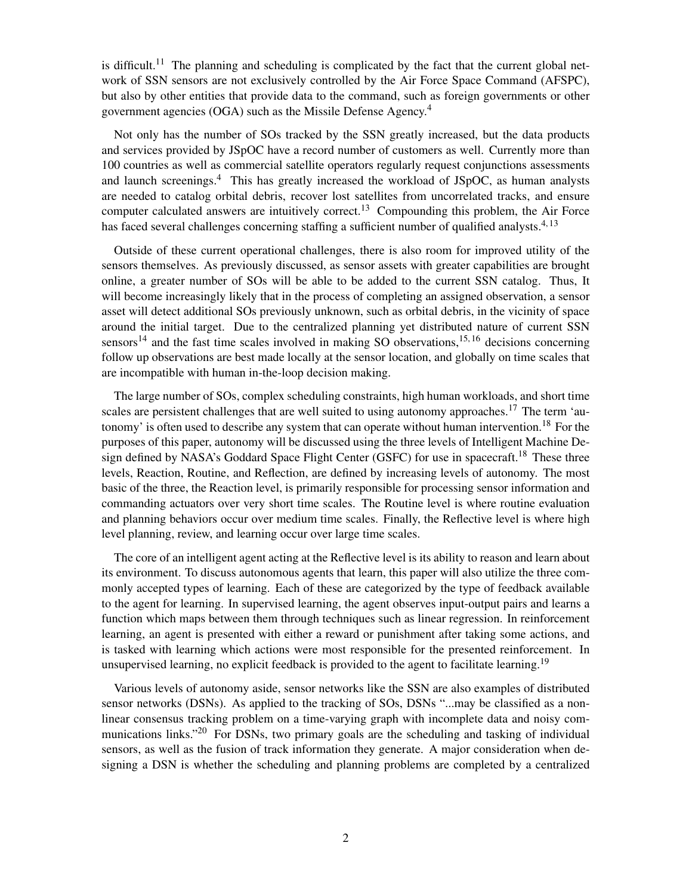is difficult.[11] The planning and scheduling is complicated by the fact that the current global network of SSN sensors are not exclusively controlled by the Air Force Space Command (AFSPC), but also by other entities that provide data to the command, such as foreign governments or other government agencies (OGA) such as the Missile Defense Agency.[4]

Not only has the number of SOs tracked by the SSN greatly increased, but the data products and services provided by JSpOC have a record number of customers as well. Currently more than 100 countries as well as commercial satellite operators regularly request conjunctions assessments and launch screenings.[4] This has greatly increased the workload of JSpOC, as human analysts are needed to catalog orbital debris, recover lost satellites from uncorrelated tracks, and ensure computer calculated answers are intuitively correct.[13] Compounding this problem, the Air Force has faced several challenges concerning staffing a sufficient number of qualified analysts.[4,13]

Outside of these current operational challenges, there is also room for improved utility of the sensors themselves. As previously discussed, as sensor assets with greater capabilities are brought online, a greater number of SOs will be able to be added to the current SSN catalog. Thus, It will become increasingly likely that in the process of completing an assigned observation, a sensor asset will detect additional SOs previously unknown, such as orbital debris, in the vicinity of space around the initial target. Due to the centralized planning yet distributed nature of current SSN sensors[14] and the fast time scales involved in making SO observations,[15,16] decisions concerning follow up observations are best made locally at the sensor location, and globally on time scales that are incompatible with human in-the-loop decision making.

The large number of SOs, complex scheduling constraints, high human workloads, and short time scales are persistent challenges that are well suited to using autonomy approaches.[17] The term 'autonomy' is often used to describe any system that can operate without human intervention.[18] For the purposes of this paper, autonomy will be discussed using the three levels of Intelligent Machine Design defined by NASA's Goddard Space Flight Center (GSFC) for use in spacecraft.[18] These three levels, Reaction, Routine, and Reflection, are defined by increasing levels of autonomy. The most basic of the three, the Reaction level, is primarily responsible for processing sensor information and commanding actuators over very short time scales. The Routine level is where routine evaluation and planning behaviors occur over medium time scales. Finally, the Reflective level is where high level planning, review, and learning occur over large time scales.

The core of an intelligent agent acting at the Reflective level is its ability to reason and learn about its environment. To discuss autonomous agents that learn, this paper will also utilize the three commonly accepted types of learning. Each of these are categorized by the type of feedback available to the agent for learning. In supervised learning, the agent observes input-output pairs and learns a function which maps between them through techniques such as linear regression. In reinforcement learning, an agent is presented with either a reward or punishment after taking some actions, and is tasked with learning which actions were most responsible for the presented reinforcement. In unsupervised learning, no explicit feedback is provided to the agent to facilitate learning.[19]

Various levels of autonomy aside, sensor networks like the SSN are also examples of distributed sensor networks (DSNs). As applied to the tracking of SOs, DSNs "...may be classified as a non-linear consensus tracking problem on a time-varying graph with incomplete data and noisy communications links."[20] For DSNs, two primary goals are the scheduling and tasking of individual sensors, as well as the fusion of track information they generate. A major consideration when designing a DSN is whether the scheduling and planning problems are completed by a centralized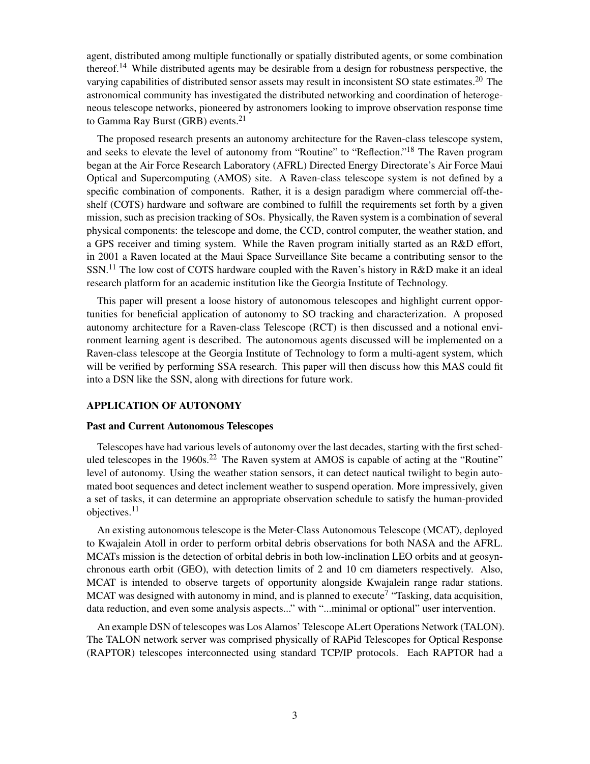agent, distributed among multiple functionally or spatially distributed agents, or some combination thereof.[14] While distributed agents may be desirable from a design for robustness perspective, the varying capabilities of distributed sensor assets may result in inconsistent SO state estimates.[20] The astronomical community has investigated the distributed networking and coordination of heterogeneous telescope networks, pioneered by astronomers looking to improve observation response time to Gamma Ray Burst (GRB) events.[21]

The proposed research presents an autonomy architecture for the Raven-class telescope system, and seeks to elevate the level of autonomy from "Routine" to "Reflection."[18] The Raven program began at the Air Force Research Laboratory (AFRL) Directed Energy Directorate's Air Force Maui Optical and Supercomputing (AMOS) site. A Raven-class telescope system is not defined by a specific combination of components. Rather, it is a design paradigm where commercial off-the-shelf (COTS) hardware and software are combined to fulfill the requirements set forth by a given mission, such as precision tracking of SOs. Physically, the Raven system is a combination of several physical components: the telescope and dome, the CCD, control computer, the weather station, and a GPS receiver and timing system. While the Raven program initially started as an R&D effort, in 2001 a Raven located at the Maui Space Surveillance Site became a contributing sensor to the SSN.[11] The low cost of COTS hardware coupled with the Raven's history in R&D make it an ideal research platform for an academic institution like the Georgia Institute of Technology.

This paper will present a loose history of autonomous telescopes and highlight current opportunities for beneficial application of autonomy to SO tracking and characterization. A proposed autonomy architecture for a Raven-class Telescope (RCT) is then discussed and a notional environment learning agent is described. The autonomous agents discussed will be implemented on a Raven-class telescope at the Georgia Institute of Technology to form a multi-agent system, which will be verified by performing SSA research. This paper will then discuss how this MAS could fit into a DSN like the SSN, along with directions for future work.

## APPLICATION OF AUTONOMY

### Past and Current Autonomous Telescopes

Telescopes have had various levels of autonomy over the last decades, starting with the first scheduled telescopes in the 1960s.[22] The Raven system at AMOS is capable of acting at the "Routine" level of autonomy. Using the weather station sensors, it can detect nautical twilight to begin automated boot sequences and detect inclement weather to suspend operation. More impressively, given a set of tasks, it can determine an appropriate observation schedule to satisfy the human-provided objectives.[11]

An existing autonomous telescope is the Meter-Class Autonomous Telescope (MCAT), deployed to Kwajalein Atoll in order to perform orbital debris observations for both NASA and the AFRL. MCATs mission is the detection of orbital debris in both low-inclination LEO orbits and at geosynchronous earth orbit (GEO), with detection limits of 2 and 10 cm diameters respectively. Also, MCAT is intended to observe targets of opportunity alongside Kwajalein range radar stations. MCAT was designed with autonomy in mind, and is planned to execute[7] "Tasking, data acquisition, data reduction, and even some analysis aspects..." with "...minimal or optional" user intervention.

An example DSN of telescopes was Los Alamos' Telescope ALert Operations Network (TALON). The TALON network server was comprised physically of RAPid Telescopes for Optical Response (RAPTOR) telescopes interconnected using standard TCP/IP protocols. Each RAPTOR had a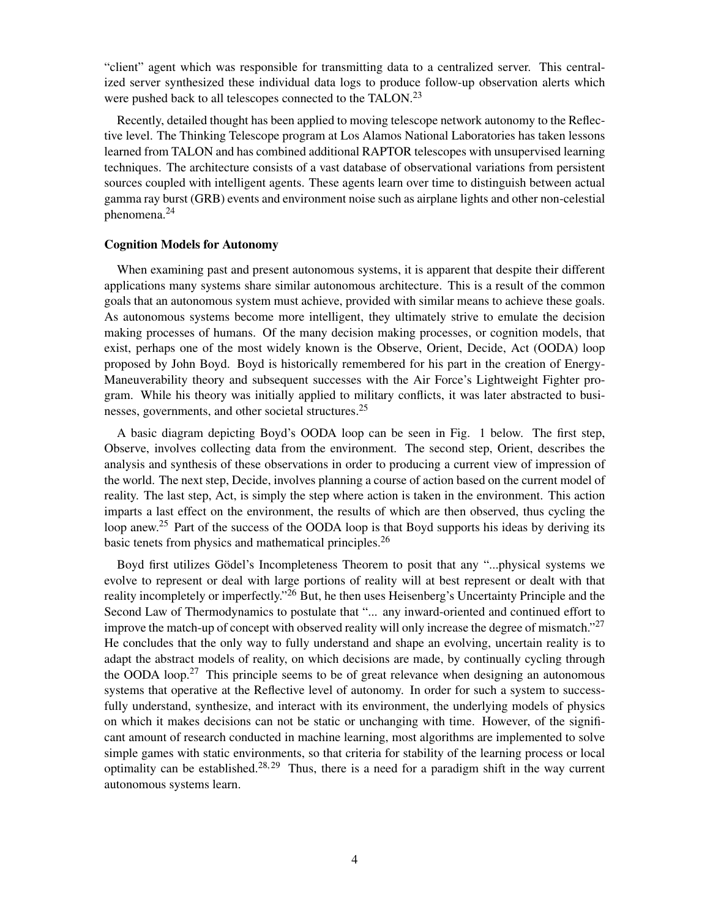"client" agent which was responsible for transmitting data to a centralized server. This centralized server synthesized these individual data logs to produce follow-up observation alerts which were pushed back to all telescopes connected to the TALON.[23]

Recently, detailed thought has been applied to moving telescope network autonomy to the Reflective level. The Thinking Telescope program at Los Alamos National Laboratories has taken lessons learned from TALON and has combined additional RAPTOR telescopes with unsupervised learning techniques. The architecture consists of a vast database of observational variations from persistent sources coupled with intelligent agents. These agents learn over time to distinguish between actual gamma ray burst (GRB) events and environment noise such as airplane lights and other non-celestial phenomena.[24]

### Cognition Models for Autonomy

When examining past and present autonomous systems, it is apparent that despite their different applications many systems share similar autonomous architecture. This is a result of the common goals that an autonomous system must achieve, provided with similar means to achieve these goals. As autonomous systems become more intelligent, they ultimately strive to emulate the decision making processes of humans. Of the many decision making processes, or cognition models, that exist, perhaps one of the most widely known is the Observe, Orient, Decide, Act (OODA) loop proposed by John Boyd. Boyd is historically remembered for his part in the creation of Energy-Maneuverability theory and subsequent successes with the Air Force's Lightweight Fighter program. While his theory was initially applied to military conflicts, it was later abstracted to businesses, governments, and other societal structures.[25]

A basic diagram depicting Boyd's OODA loop can be seen in Fig. 1 below. The first step, Observe, involves collecting data from the environment. The second step, Orient, describes the analysis and synthesis of these observations in order to producing a current view of impression of the world. The next step, Decide, involves planning a course of action based on the current model of reality. The last step, Act, is simply the step where action is taken in the environment. This action imparts a last effect on the environment, the results of which are then observed, thus cycling the loop anew.[25] Part of the success of the OODA loop is that Boyd supports his ideas by deriving its basic tenets from physics and mathematical principles.[26]

Boyd first utilizes Gödel's Incompleteness Theorem to posit that any "...physical systems we evolve to represent or deal with large portions of reality will at best represent or dealt with that reality incompletely or imperfectly."[26] But, he then uses Heisenberg's Uncertainty Principle and the Second Law of Thermodynamics to postulate that "... any inward-oriented and continued effort to improve the match-up of concept with observed reality will only increase the degree of mismatch."[27] He concludes that the only way to fully understand and shape an evolving, uncertain reality is to adapt the abstract models of reality, on which decisions are made, by continually cycling through the OODA loop.[27] This principle seems to be of great relevance when designing an autonomous systems that operative at the Reflective level of autonomy. In order for such a system to successfully understand, synthesize, and interact with its environment, the underlying models of physics on which it makes decisions can not be static or unchanging with time. However, of the significant amount of research conducted in machine learning, most algorithms are implemented to solve simple games with static environments, so that criteria for stability of the learning process or local optimality can be established.[28,29] Thus, there is a need for a paradigm shift in the way current autonomous systems learn.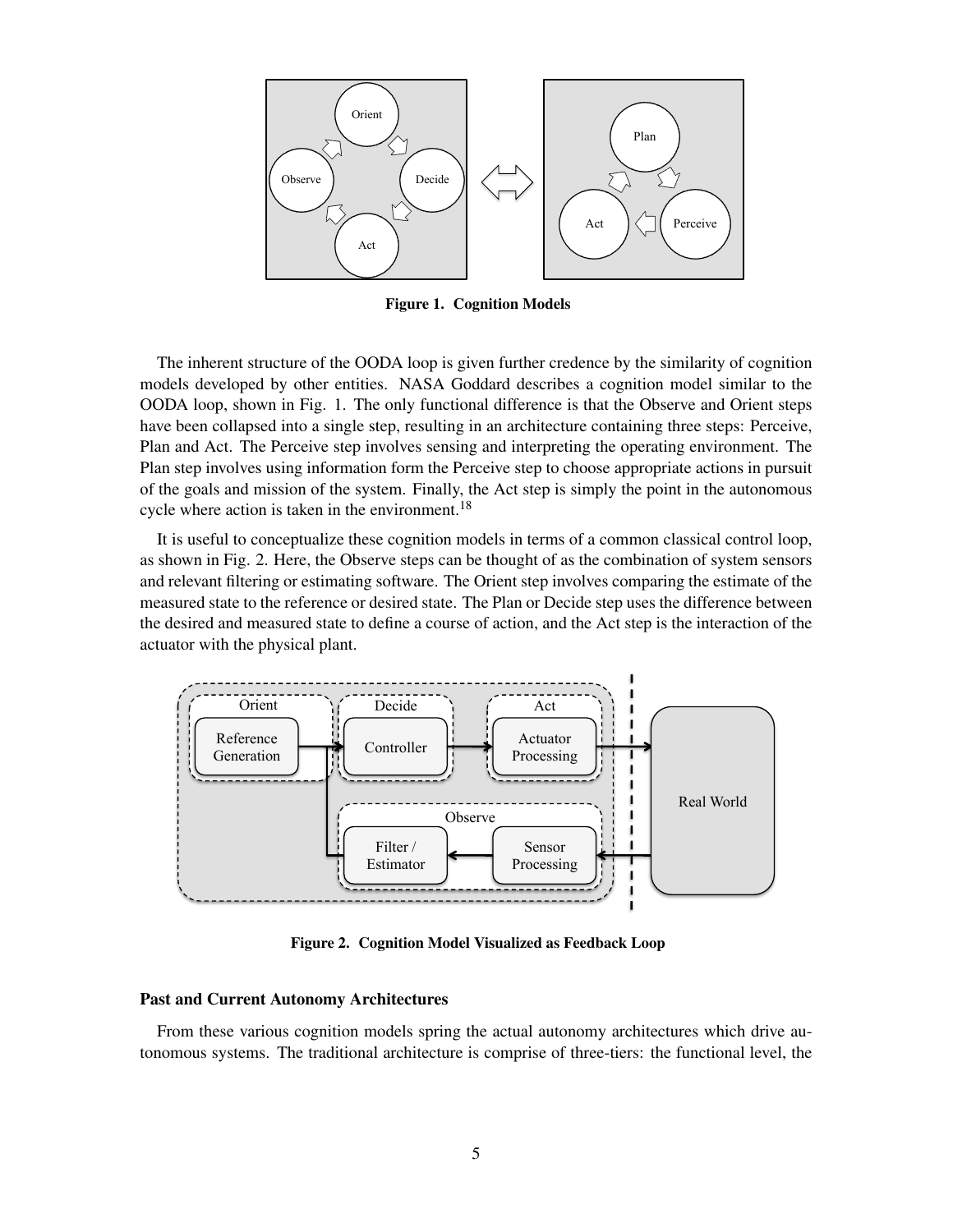Figure 1. Cognition Models

The inherent structure of the OODA loop is given further credence by the similarity of cognition models developed by other entities. NASA Goddard describes a cognition model similar to the OODA loop, shown in Fig. 1. The only functional difference is that the Observe and Orient steps have been collapsed into a single step, resulting in an architecture containing three steps: Perceive, Plan and Act. The Perceive step involves sensing and interpreting the operating environment. The Plan step involves using information form the Perceive step to choose appropriate actions in pursuit of the goals and mission of the system. Finally, the Act step is simply the point in the autonomous cycle where action is taken in the environment.[18]

It is useful to conceptualize these cognition models in terms of a common classical control loop, as shown in Fig. 2. Here, the Observe steps can be thought of as the combination of system sensors and relevant filtering or estimating software. The Orient step involves comparing the estimate of the measured state to the reference or desired state. The Plan or Decide step uses the difference between the desired and measured state to define a course of action, and the Act step is the interaction of the actuator with the physical plant.

Figure 2. Cognition Model Visualized as Feedback Loop

### Past and Current Autonomy Architectures

From these various cognition models spring the actual autonomy architectures which drive autonomous systems. The traditional architecture is comprise of three-tiers: the functional level, the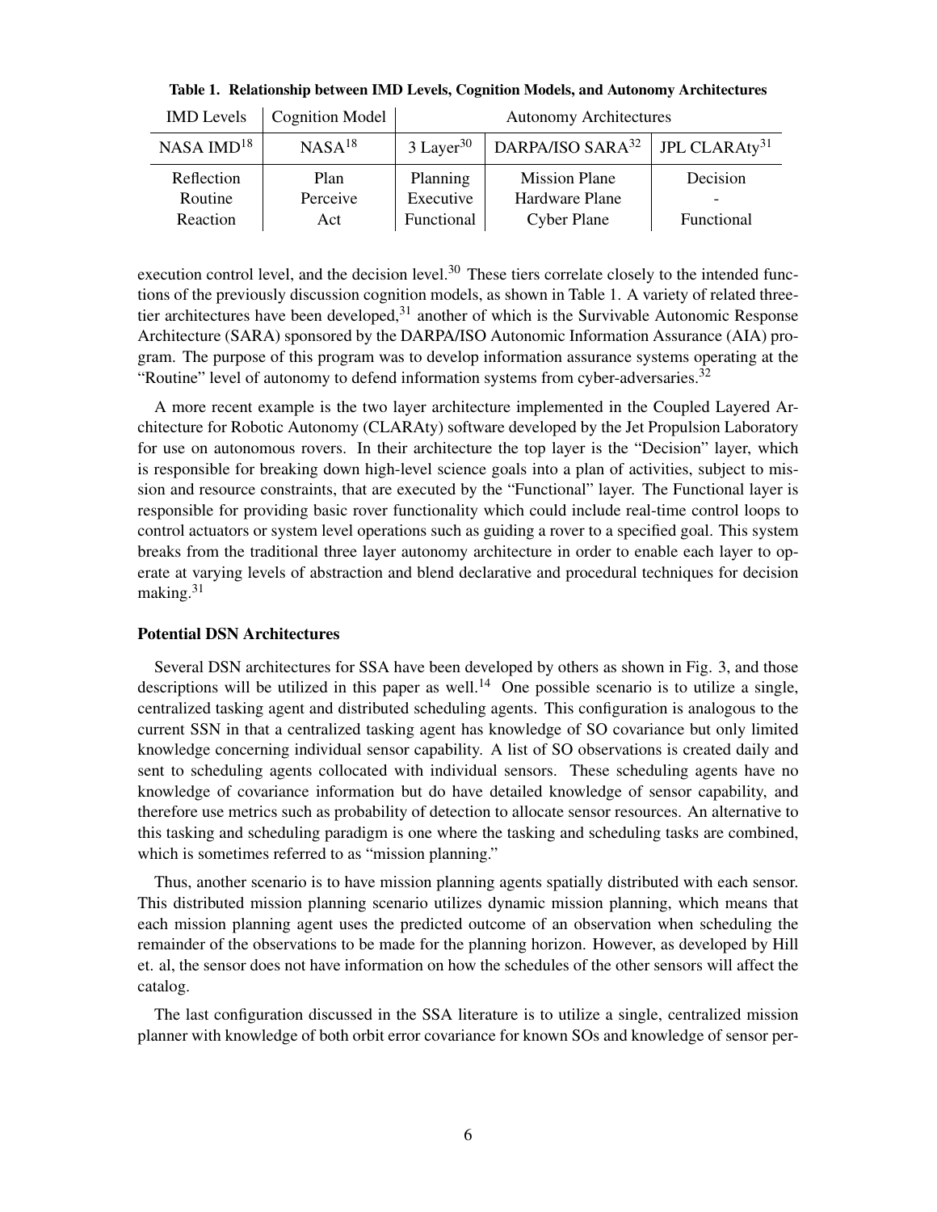**Table 1. Relationship between IMD Levels, Cognition Models, and Autonomy Architectures**

| IMD Levels | Cognition Model | Autonomy Architectures | | |
|---|---|---|---|---|
| NASA IMD[18] | NASA[18] | 3 Layer[30] | DARPA/ISO SARA[32] | JPL CLARAty[31] |
| Reflection | Plan | Planning | Mission Plane | Decision |
| Routine | Perceive | Executive | Hardware Plane | - |
| Reaction | Act | Functional | Cyber Plane | Functional |

execution control level, and the decision level.[30] These tiers correlate closely to the intended functions of the previously discussion cognition models, as shown in Table 1. A variety of related three-tier architectures have been developed,[31] another of which is the Survivable Autonomic Response Architecture (SARA) sponsored by the DARPA/ISO Autonomic Information Assurance (AIA) program. The purpose of this program was to develop information assurance systems operating at the "Routine" level of autonomy to defend information systems from cyber-adversaries.[32]

A more recent example is the two layer architecture implemented in the Coupled Layered Architecture for Robotic Autonomy (CLARAty) software developed by the Jet Propulsion Laboratory for use on autonomous rovers. In their architecture the top layer is the "Decision" layer, which is responsible for breaking down high-level science goals into a plan of activities, subject to mission and resource constraints, that are executed by the "Functional" layer. The Functional layer is responsible for providing basic rover functionality which could include real-time control loops to control actuators or system level operations such as guiding a rover to a specified goal. This system breaks from the traditional three layer autonomy architecture in order to enable each layer to operate at varying levels of abstraction and blend declarative and procedural techniques for decision making.[31]

### Potential DSN Architectures

Several DSN architectures for SSA have been developed by others as shown in Fig. 3, and those descriptions will be utilized in this paper as well.[14] One possible scenario is to utilize a single, centralized tasking agent and distributed scheduling agents. This configuration is analogous to the current SSN in that a centralized tasking agent has knowledge of SO covariance but only limited knowledge concerning individual sensor capability. A list of SO observations is created daily and sent to scheduling agents collocated with individual sensors. These scheduling agents have no knowledge of covariance information but do have detailed knowledge of sensor capability, and therefore use metrics such as probability of detection to allocate sensor resources. An alternative to this tasking and scheduling paradigm is one where the tasking and scheduling tasks are combined, which is sometimes referred to as "mission planning."

Thus, another scenario is to have mission planning agents spatially distributed with each sensor. This distributed mission planning scenario utilizes dynamic mission planning, which means that each mission planning agent uses the predicted outcome of an observation when scheduling the remainder of the observations to be made for the planning horizon. However, as developed by Hill et. al, the sensor does not have information on how the schedules of the other sensors will affect the catalog.

The last configuration discussed in the SSA literature is to utilize a single, centralized mission planner with knowledge of both orbit error covariance for known SOs and knowledge of sensor per-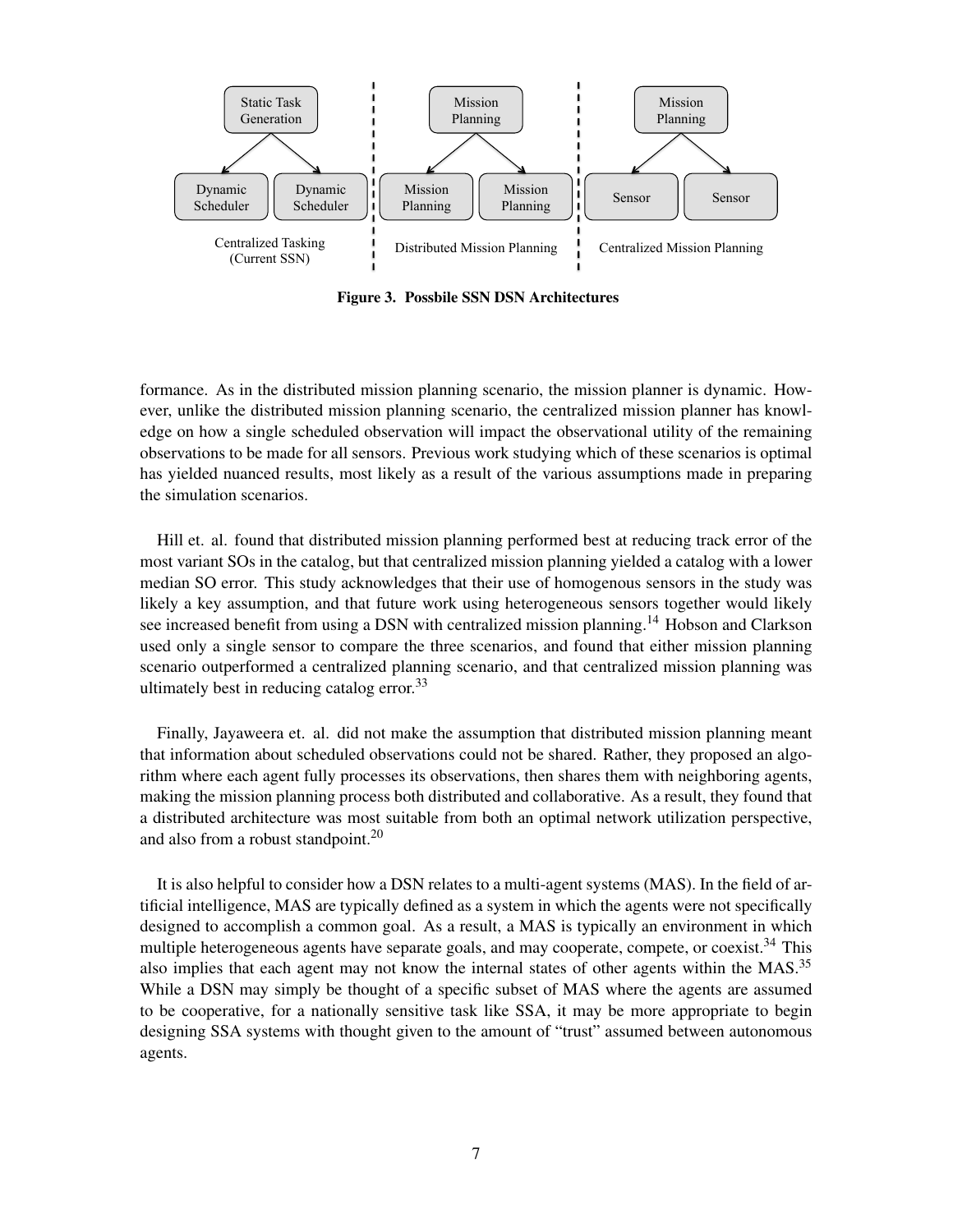Figure 3. Possbile SSN DSN Architectures

formance. As in the distributed mission planning scenario, the mission planner is dynamic. However, unlike the distributed mission planning scenario, the centralized mission planner has knowledge on how a single scheduled observation will impact the observational utility of the remaining observations to be made for all sensors. Previous work studying which of these scenarios is optimal has yielded nuanced results, most likely as a result of the various assumptions made in preparing the simulation scenarios.

Hill et. al. found that distributed mission planning performed best at reducing track error of the most variant SOs in the catalog, but that centralized mission planning yielded a catalog with a lower median SO error. This study acknowledges that their use of homogenous sensors in the study was likely a key assumption, and that future work using heterogeneous sensors together would likely see increased benefit from using a DSN with centralized mission planning.[14] Hobson and Clarkson used only a single sensor to compare the three scenarios, and found that either mission planning scenario outperformed a centralized planning scenario, and that centralized mission planning was ultimately best in reducing catalog error.[33]

Finally, Jayaweera et. al. did not make the assumption that distributed mission planning meant that information about scheduled observations could not be shared. Rather, they proposed an algorithm where each agent fully processes its observations, then shares them with neighboring agents, making the mission planning process both distributed and collaborative. As a result, they found that a distributed architecture was most suitable from both an optimal network utilization perspective, and also from a robust standpoint.[20]

It is also helpful to consider how a DSN relates to a multi-agent systems (MAS). In the field of artificial intelligence, MAS are typically defined as a system in which the agents were not specifically designed to accomplish a common goal. As a result, a MAS is typically an environment in which multiple heterogeneous agents have separate goals, and may cooperate, compete, or coexist.[34] This also implies that each agent may not know the internal states of other agents within the MAS.[35] While a DSN may simply be thought of a specific subset of MAS where the agents are assumed to be cooperative, for a nationally sensitive task like SSA, it may be more appropriate to begin designing SSA systems with thought given to the amount of "trust" assumed between autonomous agents.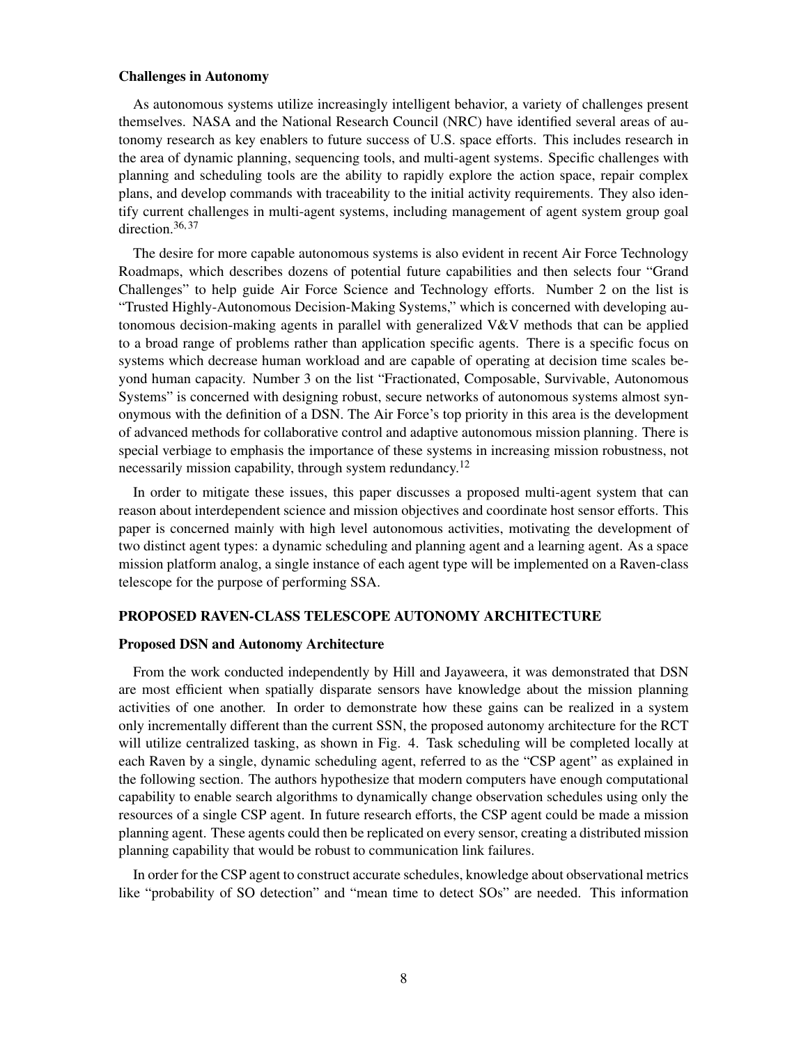### Challenges in Autonomy

As autonomous systems utilize increasingly intelligent behavior, a variety of challenges present themselves. NASA and the National Research Council (NRC) have identified several areas of autonomy research as key enablers to future success of U.S. space efforts. This includes research in the area of dynamic planning, sequencing tools, and multi-agent systems. Specific challenges with planning and scheduling tools are the ability to rapidly explore the action space, repair complex plans, and develop commands with traceability to the initial activity requirements. They also identify current challenges in multi-agent systems, including management of agent system group goal direction.[36,37]

The desire for more capable autonomous systems is also evident in recent Air Force Technology Roadmaps, which describes dozens of potential future capabilities and then selects four "Grand Challenges" to help guide Air Force Science and Technology efforts. Number 2 on the list is "Trusted Highly-Autonomous Decision-Making Systems," which is concerned with developing autonomous decision-making agents in parallel with generalized V&V methods that can be applied to a broad range of problems rather than application specific agents. There is a specific focus on systems which decrease human workload and are capable of operating at decision time scales beyond human capacity. Number 3 on the list "Fractionated, Composable, Survivable, Autonomous Systems" is concerned with designing robust, secure networks of autonomous systems almost synonymous with the definition of a DSN. The Air Force's top priority in this area is the development of advanced methods for collaborative control and adaptive autonomous mission planning. There is special verbiage to emphasis the importance of these systems in increasing mission robustness, not necessarily mission capability, through system redundancy.[12]

In order to mitigate these issues, this paper discusses a proposed multi-agent system that can reason about interdependent science and mission objectives and coordinate host sensor efforts. This paper is concerned mainly with high level autonomous activities, motivating the development of two distinct agent types: a dynamic scheduling and planning agent and a learning agent. As a space mission platform analog, a single instance of each agent type will be implemented on a Raven-class telescope for the purpose of performing SSA.

## PROPOSED RAVEN-CLASS TELESCOPE AUTONOMY ARCHITECTURE

### Proposed DSN and Autonomy Architecture

From the work conducted independently by Hill and Jayaweera, it was demonstrated that DSN are most efficient when spatially disparate sensors have knowledge about the mission planning activities of one another. In order to demonstrate how these gains can be realized in a system only incrementally different than the current SSN, the proposed autonomy architecture for the RCT will utilize centralized tasking, as shown in Fig. 4. Task scheduling will be completed locally at each Raven by a single, dynamic scheduling agent, referred to as the "CSP agent" as explained in the following section. The authors hypothesize that modern computers have enough computational capability to enable search algorithms to dynamically change observation schedules using only the resources of a single CSP agent. In future research efforts, the CSP agent could be made a mission planning agent. These agents could then be replicated on every sensor, creating a distributed mission planning capability that would be robust to communication link failures.

In order for the CSP agent to construct accurate schedules, knowledge about observational metrics like "probability of SO detection" and "mean time to detect SOs" are needed. This information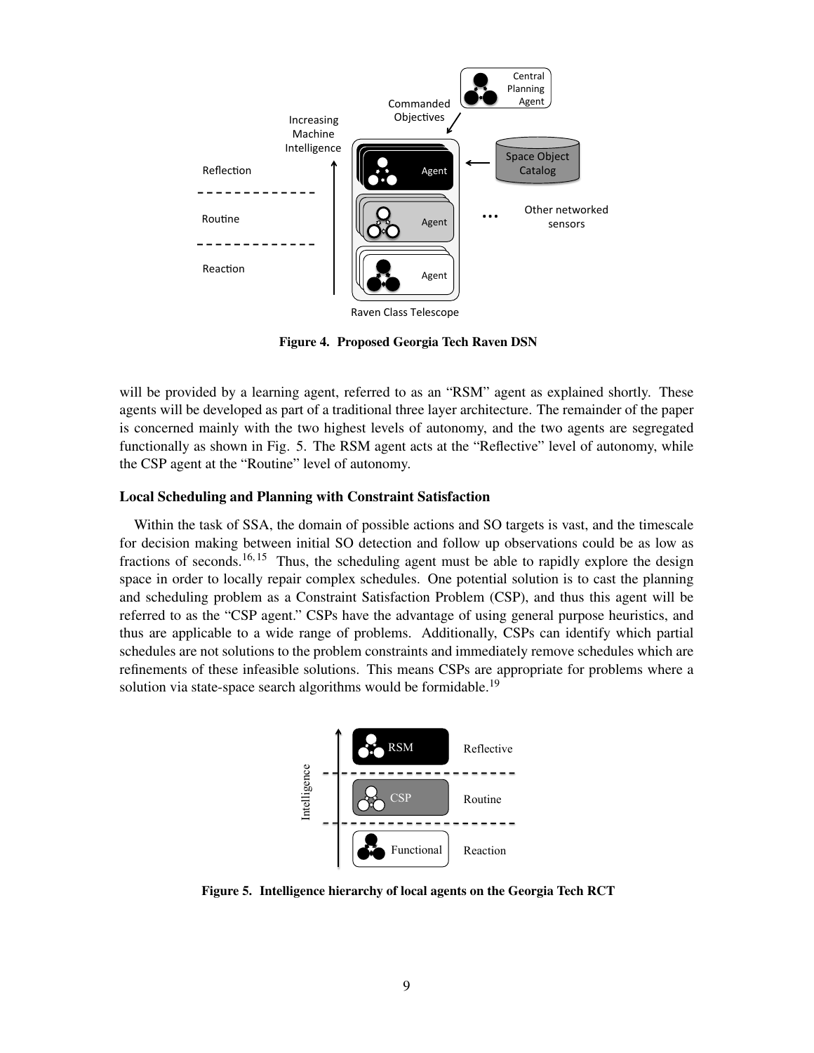Figure 4. Proposed Georgia Tech Raven DSN

will be provided by a learning agent, referred to as an "RSM" agent as explained shortly. These agents will be developed as part of a traditional three layer architecture. The remainder of the paper is concerned mainly with the two highest levels of autonomy, and the two agents are segregated functionally as shown in Fig. 5. The RSM agent acts at the "Reflective" level of autonomy, while the CSP agent at the "Routine" level of autonomy.

### Local Scheduling and Planning with Constraint Satisfaction

Within the task of SSA, the domain of possible actions and SO targets is vast, and the timescale for decision making between initial SO detection and follow up observations could be as low as fractions of seconds.[16,15] Thus, the scheduling agent must be able to rapidly explore the design space in order to locally repair complex schedules. One potential solution is to cast the planning and scheduling problem as a Constraint Satisfaction Problem (CSP), and thus this agent will be referred to as the "CSP agent." CSPs have the advantage of using general purpose heuristics, and thus are applicable to a wide range of problems. Additionally, CSPs can identify which partial schedules are not solutions to the problem constraints and immediately remove schedules which are refinements of these infeasible solutions. This means CSPs are appropriate for problems where a solution via state-space search algorithms would be formidable.[19]

Figure 5. Intelligence hierarchy of local agents on the Georgia Tech RCT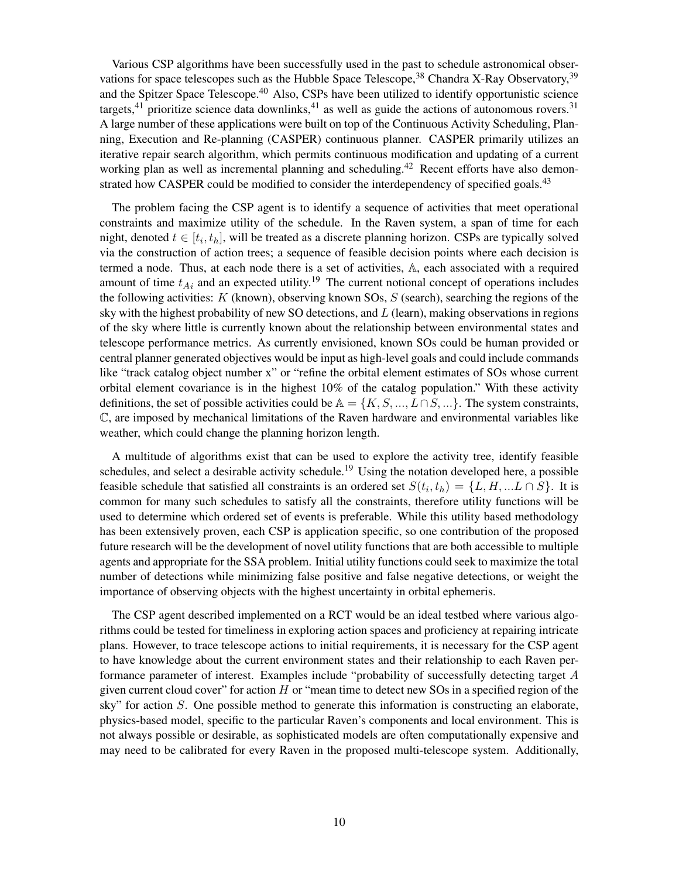Various CSP algorithms have been successfully used in the past to schedule astronomical observations for space telescopes such as the Hubble Space Telescope,[38] Chandra X-Ray Observatory,[39] and the Spitzer Space Telescope.[40] Also, CSPs have been utilized to identify opportunistic science targets,[41] prioritize science data downlinks,[41] as well as guide the actions of autonomous rovers.[31] A large number of these applications were built on top of the Continuous Activity Scheduling, Planning, Execution and Re-planning (CASPER) continuous planner. CASPER primarily utilizes an iterative repair search algorithm, which permits continuous modification and updating of a current working plan as well as incremental planning and scheduling.[42] Recent efforts have also demonstrated how CASPER could be modified to consider the interdependency of specified goals.[43]

The problem facing the CSP agent is to identify a sequence of activities that meet operational constraints and maximize utility of the schedule. In the Raven system, a span of time for each night, denoted $t \in [t_i, t_h]$, will be treated as a discrete planning horizon. CSPs are typically solved via the construction of action trees; a sequence of feasible decision points where each decision is termed a node. Thus, at each node there is a set of activities, $\mathbb{A}$, each associated with a required amount of time $t_{Ai}$ and an expected utility.[19] The current notional concept of operations includes the following activities: $K$ (known), observing known SOs, $S$ (search), searching the regions of the sky with the highest probability of new SO detections, and $L$ (learn), making observations in regions of the sky where little is currently known about the relationship between environmental states and telescope performance metrics. As currently envisioned, known SOs could be human provided or central planner generated objectives would be input as high-level goals and could include commands like "track catalog object number x" or "refine the orbital element estimates of SOs whose current orbital element covariance is in the highest 10% of the catalog population." With these activity definitions, the set of possible activities could be $\mathbb{A} = \{K, S, ..., L \cap S, ...\}$. The system constraints, $\mathbb{C}$, are imposed by mechanical limitations of the Raven hardware and environmental variables like weather, which could change the planning horizon length.

A multitude of algorithms exist that can be used to explore the activity tree, identify feasible schedules, and select a desirable activity schedule.[19] Using the notation developed here, a possible feasible schedule that satisfied all constraints is an ordered set $S(t_i, t_h) = \{L, H, ...L \cap S\}$. It is common for many such schedules to satisfy all the constraints, therefore utility functions will be used to determine which ordered set of events is preferable. While this utility based methodology has been extensively proven, each CSP is application specific, so one contribution of the proposed future research will be the development of novel utility functions that are both accessible to multiple agents and appropriate for the SSA problem. Initial utility functions could seek to maximize the total number of detections while minimizing false positive and false negative detections, or weight the importance of observing objects with the highest uncertainty in orbital ephemeris.

The CSP agent described implemented on a RCT would be an ideal testbed where various algorithms could be tested for timeliness in exploring action spaces and proficiency at repairing intricate plans. However, to trace telescope actions to initial requirements, it is necessary for the CSP agent to have knowledge about the current environment states and their relationship to each Raven performance parameter of interest. Examples include "probability of successfully detecting target $A$ given current cloud cover" for action $H$ or "mean time to detect new SOs in a specified region of the sky" for action $S$. One possible method to generate this information is constructing an elaborate, physics-based model, specific to the particular Raven's components and local environment. This is not always possible or desirable, as sophisticated models are often computationally expensive and may need to be calibrated for every Raven in the proposed multi-telescope system. Additionally,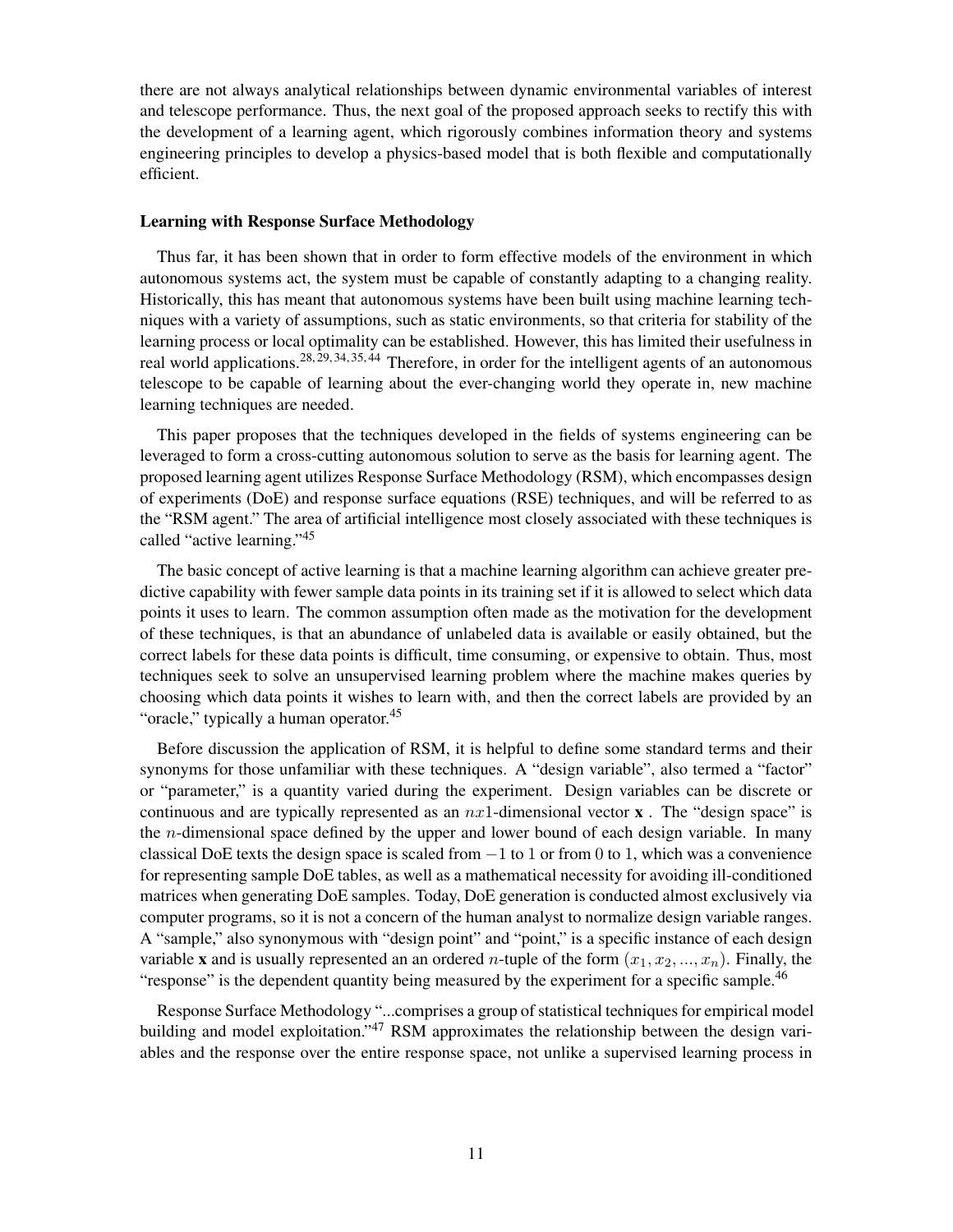there are not always analytical relationships between dynamic environmental variables of interest and telescope performance. Thus, the next goal of the proposed approach seeks to rectify this with the development of a learning agent, which rigorously combines information theory and systems engineering principles to develop a physics-based model that is both flexible and computationally efficient.

### Learning with Response Surface Methodology

Thus far, it has been shown that in order to form effective models of the environment in which autonomous systems act, the system must be capable of constantly adapting to a changing reality. Historically, this has meant that autonomous systems have been built using machine learning techniques with a variety of assumptions, such as static environments, so that criteria for stability of the learning process or local optimality can be established. However, this has limited their usefulness in real world applications.[28, 29, 34, 35, 44] Therefore, in order for the intelligent agents of an autonomous telescope to be capable of learning about the ever-changing world they operate in, new machine learning techniques are needed.

This paper proposes that the techniques developed in the fields of systems engineering can be leveraged to form a cross-cutting autonomous solution to serve as the basis for learning agent. The proposed learning agent utilizes Response Surface Methodology (RSM), which encompasses design of experiments (DoE) and response surface equations (RSE) techniques, and will be referred to as the "RSM agent." The area of artificial intelligence most closely associated with these techniques is called "active learning."[45]

The basic concept of active learning is that a machine learning algorithm can achieve greater predictive capability with fewer sample data points in its training set if it is allowed to select which data points it uses to learn. The common assumption often made as the motivation for the development of these techniques, is that an abundance of unlabeled data is available or easily obtained, but the correct labels for these data points is difficult, time consuming, or expensive to obtain. Thus, most techniques seek to solve an unsupervised learning problem where the machine makes queries by choosing which data points it wishes to learn with, and then the correct labels are provided by an "oracle," typically a human operator.[45]

Before discussion the application of RSM, it is helpful to define some standard terms and their synonyms for those unfamiliar with these techniques. A "design variable", also termed a "factor" or "parameter," is a quantity varied during the experiment. Design variables can be discrete or continuous and are typically represented as an $nx1$-dimensional vector $\mathbf{x}$ . The "design space" is the $n$-dimensional space defined by the upper and lower bound of each design variable. In many classical DoE texts the design space is scaled from $-1$ to $1$ or from $0$ to $1$, which was a convenience for representing sample DoE tables, as well as a mathematical necessity for avoiding ill-conditioned matrices when generating DoE samples. Today, DoE generation is conducted almost exclusively via computer programs, so it is not a concern of the human analyst to normalize design variable ranges. A "sample," also synonymous with "design point" and "point," is a specific instance of each design variable $\mathbf{x}$ and is usually represented an an ordered $n$-tuple of the form $(x_1, x_2, ..., x_n)$. Finally, the "response" is the dependent quantity being measured by the experiment for a specific sample.[46]

Response Surface Methodology "...comprises a group of statistical techniques for empirical model building and model exploitation."[47] RSM approximates the relationship between the design variables and the response over the entire response space, not unlike a supervised learning process in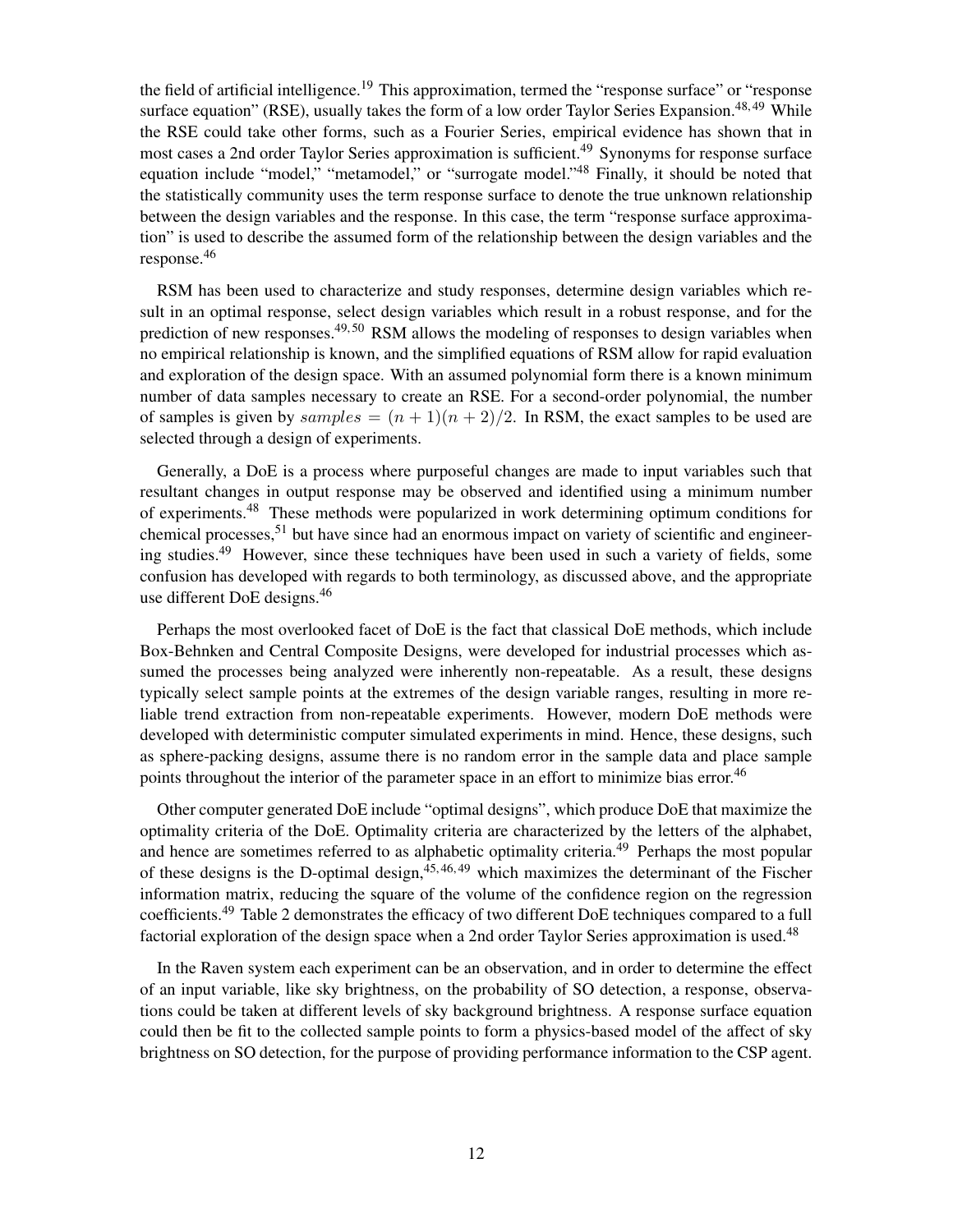the field of artificial intelligence.[19] This approximation, termed the "response surface" or "response surface equation" (RSE), usually takes the form of a low order Taylor Series Expansion.[48,49] While the RSE could take other forms, such as a Fourier Series, empirical evidence has shown that in most cases a 2nd order Taylor Series approximation is sufficient.[49] Synonyms for response surface equation include "model," "metamodel," or "surrogate model."[48] Finally, it should be noted that the statistically community uses the term response surface to denote the true unknown relationship between the design variables and the response. In this case, the term "response surface approximation" is used to describe the assumed form of the relationship between the design variables and the response.[46]

RSM has been used to characterize and study responses, determine design variables which result in an optimal response, select design variables which result in a robust response, and for the prediction of new responses.[49,50] RSM allows the modeling of responses to design variables when no empirical relationship is known, and the simplified equations of RSM allow for rapid evaluation and exploration of the design space. With an assumed polynomial form there is a known minimum number of data samples necessary to create an RSE. For a second-order polynomial, the number of samples is given by $samples = (n + 1)(n + 2)/2$. In RSM, the exact samples to be used are selected through a design of experiments.

Generally, a DoE is a process where purposeful changes are made to input variables such that resultant changes in output response may be observed and identified using a minimum number of experiments.[48] These methods were popularized in work determining optimum conditions for chemical processes,[51] but have since had an enormous impact on variety of scientific and engineering studies.[49] However, since these techniques have been used in such a variety of fields, some confusion has developed with regards to both terminology, as discussed above, and the appropriate use different DoE designs.[46]

Perhaps the most overlooked facet of DoE is the fact that classical DoE methods, which include Box-Behnken and Central Composite Designs, were developed for industrial processes which assumed the processes being analyzed were inherently non-repeatable. As a result, these designs typically select sample points at the extremes of the design variable ranges, resulting in more reliable trend extraction from non-repeatable experiments. However, modern DoE methods were developed with deterministic computer simulated experiments in mind. Hence, these designs, such as sphere-packing designs, assume there is no random error in the sample data and place sample points throughout the interior of the parameter space in an effort to minimize bias error.[46]

Other computer generated DoE include "optimal designs", which produce DoE that maximize the optimality criteria of the DoE. Optimality criteria are characterized by the letters of the alphabet, and hence are sometimes referred to as alphabetic optimality criteria.[49] Perhaps the most popular of these designs is the D-optimal design,[45,46,49] which maximizes the determinant of the Fischer information matrix, reducing the square of the volume of the confidence region on the regression coefficients.[49] Table 2 demonstrates the efficacy of two different DoE techniques compared to a full factorial exploration of the design space when a 2nd order Taylor Series approximation is used.[48]

In the Raven system each experiment can be an observation, and in order to determine the effect of an input variable, like sky brightness, on the probability of SO detection, a response, observations could be taken at different levels of sky background brightness. A response surface equation could then be fit to the collected sample points to form a physics-based model of the affect of sky brightness on SO detection, for the purpose of providing performance information to the CSP agent.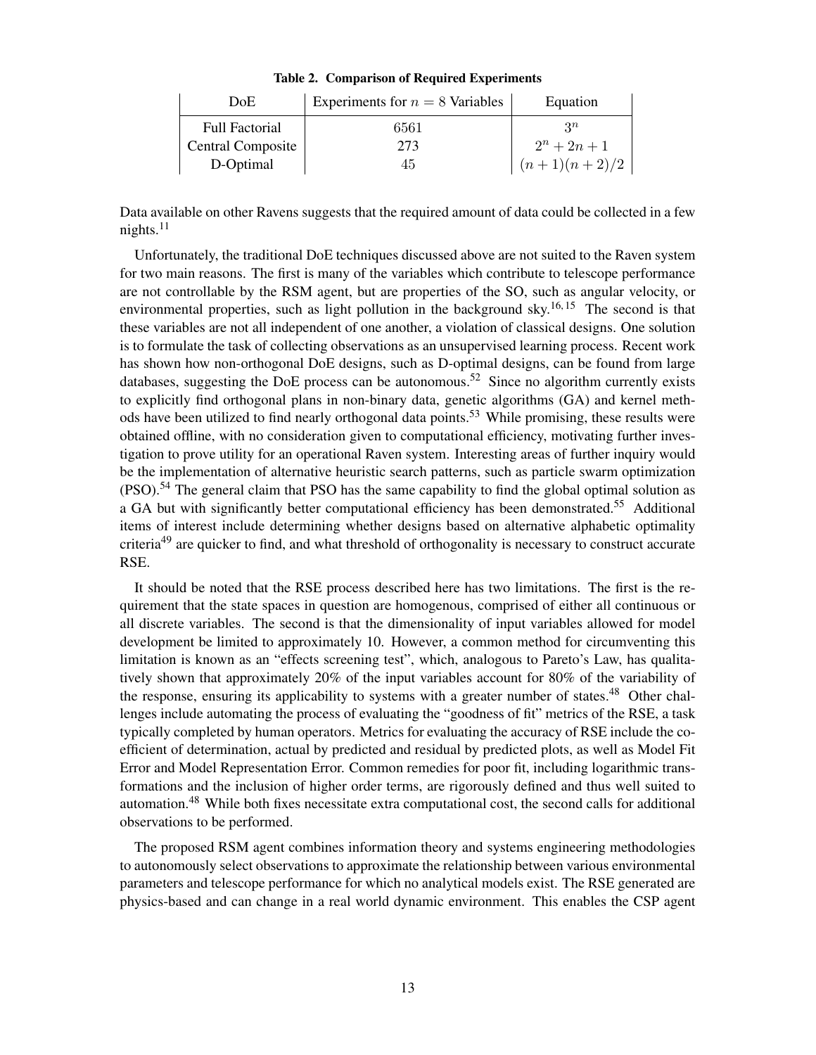**Table 2. Comparison of Required Experiments**

| DoE | Experiments for $n = 8$ Variables | Equation |
|---|---|---|
| Full Factorial | 6561 | $3^n$ |
| Central Composite | 273 | $2^n + 2n + 1$ |
| D-Optimal | 45 | $(n+1)(n+2)/2$ |

Data available on other Ravens suggests that the required amount of data could be collected in a few nights.[11]

Unfortunately, the traditional DoE techniques discussed above are not suited to the Raven system for two main reasons. The first is many of the variables which contribute to telescope performance are not controllable by the RSM agent, but are properties of the SO, such as angular velocity, or environmental properties, such as light pollution in the background sky.[16,15] The second is that these variables are not all independent of one another, a violation of classical designs. One solution is to formulate the task of collecting observations as an unsupervised learning process. Recent work has shown how non-orthogonal DoE designs, such as D-optimal designs, can be found from large databases, suggesting the DoE process can be autonomous.[52] Since no algorithm currently exists to explicitly find orthogonal plans in non-binary data, genetic algorithms (GA) and kernel methods have been utilized to find nearly orthogonal data points.[53] While promising, these results were obtained offline, with no consideration given to computational efficiency, motivating further investigation to prove utility for an operational Raven system. Interesting areas of further inquiry would be the implementation of alternative heuristic search patterns, such as particle swarm optimization (PSO).[54] The general claim that PSO has the same capability to find the global optimal solution as a GA but with significantly better computational efficiency has been demonstrated.[55] Additional items of interest include determining whether designs based on alternative alphabetic optimality criteria[49] are quicker to find, and what threshold of orthogonality is necessary to construct accurate RSE.

It should be noted that the RSE process described here has two limitations. The first is the requirement that the state spaces in question are homogenous, comprised of either all continuous or all discrete variables. The second is that the dimensionality of input variables allowed for model development be limited to approximately 10. However, a common method for circumventing this limitation is known as an "effects screening test", which, analogous to Pareto's Law, has qualitatively shown that approximately 20% of the input variables account for 80% of the variability of the response, ensuring its applicability to systems with a greater number of states.[48] Other challenges include automating the process of evaluating the "goodness of fit" metrics of the RSE, a task typically completed by human operators. Metrics for evaluating the accuracy of RSE include the coefficient of determination, actual by predicted and residual by predicted plots, as well as Model Fit Error and Model Representation Error. Common remedies for poor fit, including logarithmic transformations and the inclusion of higher order terms, are rigorously defined and thus well suited to automation.[48] While both fixes necessitate extra computational cost, the second calls for additional observations to be performed.

The proposed RSM agent combines information theory and systems engineering methodologies to autonomously select observations to approximate the relationship between various environmental parameters and telescope performance for which no analytical models exist. The RSE generated are physics-based and can change in a real world dynamic environment. This enables the CSP agent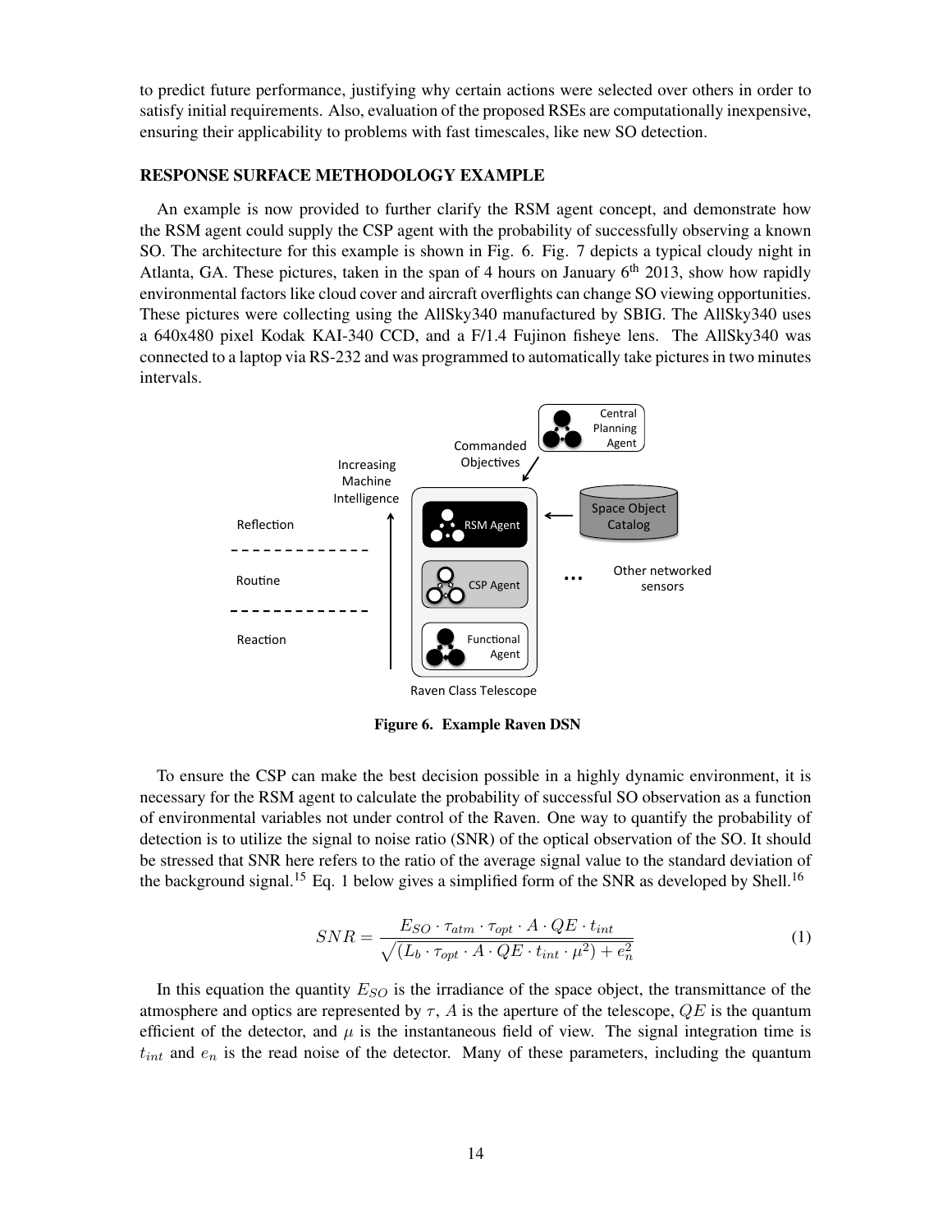to predict future performance, justifying why certain actions were selected over others in order to satisfy initial requirements. Also, evaluation of the proposed RSEs are computationally inexpensive, ensuring their applicability to problems with fast timescales, like new SO detection.

## RESPONSE SURFACE METHODOLOGY EXAMPLE

An example is now provided to further clarify the RSM agent concept, and demonstrate how the RSM agent could supply the CSP agent with the probability of successfully observing a known SO. The architecture for this example is shown in Fig. 6. Fig. 7 depicts a typical cloudy night in Atlanta, GA. These pictures, taken in the span of 4 hours on January 6th 2013, show how rapidly environmental factors like cloud cover and aircraft overflights can change SO viewing opportunities. These pictures were collecting using the AllSky340 manufactured by SBIG. The AllSky340 uses a 640x480 pixel Kodak KAI-340 CCD, and a F/1.4 Fujinon fisheye lens. The AllSky340 was connected to a laptop via RS-232 and was programmed to automatically take pictures in two minutes intervals.

**Figure 6. Example Raven DSN**

To ensure the CSP can make the best decision possible in a highly dynamic environment, it is necessary for the RSM agent to calculate the probability of successful SO observation as a function of environmental variables not under control of the Raven. One way to quantify the probability of detection is to utilize the signal to noise ratio (SNR) of the optical observation of the SO. It should be stressed that SNR here refers to the ratio of the average signal value to the standard deviation of the background signal.[15] Eq. 1 below gives a simplified form of the SNR as developed by Shell.[16]

$$SNR = \frac{E_{SO} \cdot \tau_{atm} \cdot \tau_{opt} \cdot A \cdot QE \cdot t_{int}}{\sqrt{(L_b \cdot \tau_{opt} \cdot A \cdot QE \cdot t_{int} \cdot \mu^2) + e_n^2}} \tag{1}$$

In this equation the quantity $E_{SO}$ is the irradiance of the space object, the transmittance of the atmosphere and optics are represented by $\tau$, $A$ is the aperture of the telescope, $QE$ is the quantum efficient of the detector, and $\mu$ is the instantaneous field of view. The signal integration time is $t_{int}$ and $e_n$ is the read noise of the detector. Many of these parameters, including the quantum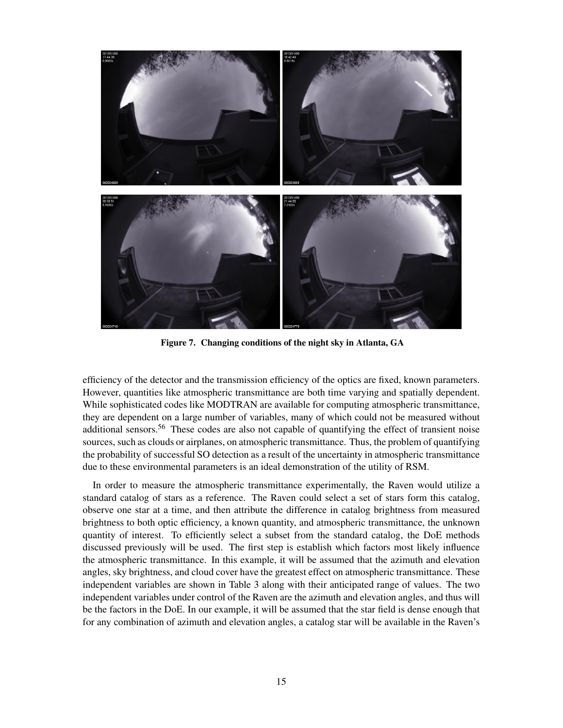Figure 7. Changing conditions of the night sky in Atlanta, GA

efficiency of the detector and the transmission efficiency of the optics are fixed, known parameters. However, quantities like atmospheric transmittance are both time varying and spatially dependent. While sophisticated codes like MODTRAN are available for computing atmospheric transmittance, they are dependent on a large number of variables, many of which could not be measured without additional sensors.[56] These codes are also not capable of quantifying the effect of transient noise sources, such as clouds or airplanes, on atmospheric transmittance. Thus, the problem of quantifying the probability of successful SO detection as a result of the uncertainty in atmospheric transmittance due to these environmental parameters is an ideal demonstration of the utility of RSM.

In order to measure the atmospheric transmittance experimentally, the Raven would utilize a standard catalog of stars as a reference. The Raven could select a set of stars form this catalog, observe one star at a time, and then attribute the difference in catalog brightness from measured brightness to both optic efficiency, a known quantity, and atmospheric transmittance, the unknown quantity of interest. To efficiently select a subset from the standard catalog, the DoE methods discussed previously will be used. The first step is establish which factors most likely influence the atmospheric transmittance. In this example, it will be assumed that the azimuth and elevation angles, sky brightness, and cloud cover have the greatest effect on atmospheric transmittance. These independent variables are shown in Table 3 along with their anticipated range of values. The two independent variables under control of the Raven are the azimuth and elevation angles, and thus will be the factors in the DoE. In our example, it will be assumed that the star field is dense enough that for any combination of azimuth and elevation angles, a catalog star will be available in the Raven's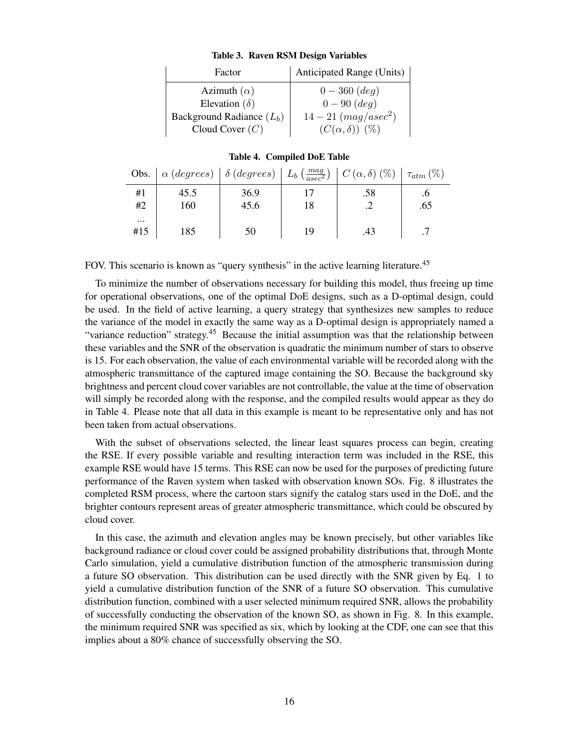**Table 3. Raven RSM Design Variables**

| Factor | Anticipated Range (Units) |
|---|---|
| Azimuth ($\alpha$) | $0 - 360$ $(deg)$ |
| Elevation ($\delta$) | $0 - 90$ $(deg)$ |
| Background Radiance ($L_b$) | $14 - 21$ $(mag/asec^2)$ |
| Cloud Cover ($C$) | $(C(\alpha, \delta))$ $(\%)$ |

**Table 4. Compiled DoE Table**

| Obs. | $\alpha$ $(degrees)$ | $\delta$ $(degrees)$ | $L_b$ $\left(\frac{mag}{asec^2}\right)$ | $C\,(\alpha, \delta)$ $(\%)$ | $\tau_{atm}$ $(\%)$ |
|---|---|---|---|---|---|
| #1 | 45.5 | 36.9 | 17 | .58 | .6 |
| #2 | 160 | 45.6 | 18 | .2 | .65 |
| ... | | | | | |
| #15 | 185 | 50 | 19 | .43 | .7 |

FOV. This scenario is known as "query synthesis" in the active learning literature.[45]

To minimize the number of observations necessary for building this model, thus freeing up time for operational observations, one of the optimal DoE designs, such as a D-optimal design, could be used. In the field of active learning, a query strategy that synthesizes new samples to reduce the variance of the model in exactly the same way as a D-optimal design is appropriately named a "variance reduction" strategy.[45] Because the initial assumption was that the relationship between these variables and the SNR of the observation is quadratic the minimum number of stars to observe is 15. For each observation, the value of each environmental variable will be recorded along with the atmospheric transmittance of the captured image containing the SO. Because the background sky brightness and percent cloud cover variables are not controllable, the value at the time of observation will simply be recorded along with the response, and the compiled results would appear as they do in Table 4. Please note that all data in this example is meant to be representative only and has not been taken from actual observations.

With the subset of observations selected, the linear least squares process can begin, creating the RSE. If every possible variable and resulting interaction term was included in the RSE, this example RSE would have 15 terms. This RSE can now be used for the purposes of predicting future performance of the Raven system when tasked with observation known SOs. Fig. 8 illustrates the completed RSM process, where the cartoon stars signify the catalog stars used in the DoE, and the brighter contours represent areas of greater atmospheric transmittance, which could be obscured by cloud cover.

In this case, the azimuth and elevation angles may be known precisely, but other variables like background radiance or cloud cover could be assigned probability distributions that, through Monte Carlo simulation, yield a cumulative distribution function of the atmospheric transmission during a future SO observation. This distribution can be used directly with the SNR given by Eq. 1 to yield a cumulative distribution function of the SNR of a future SO observation. This cumulative distribution function, combined with a user selected minimum required SNR, allows the probability of successfully conducting the observation of the known SO, as shown in Fig. 8. In this example, the minimum required SNR was specified as six, which by looking at the CDF, one can see that this implies about a 80% chance of successfully observing the SO.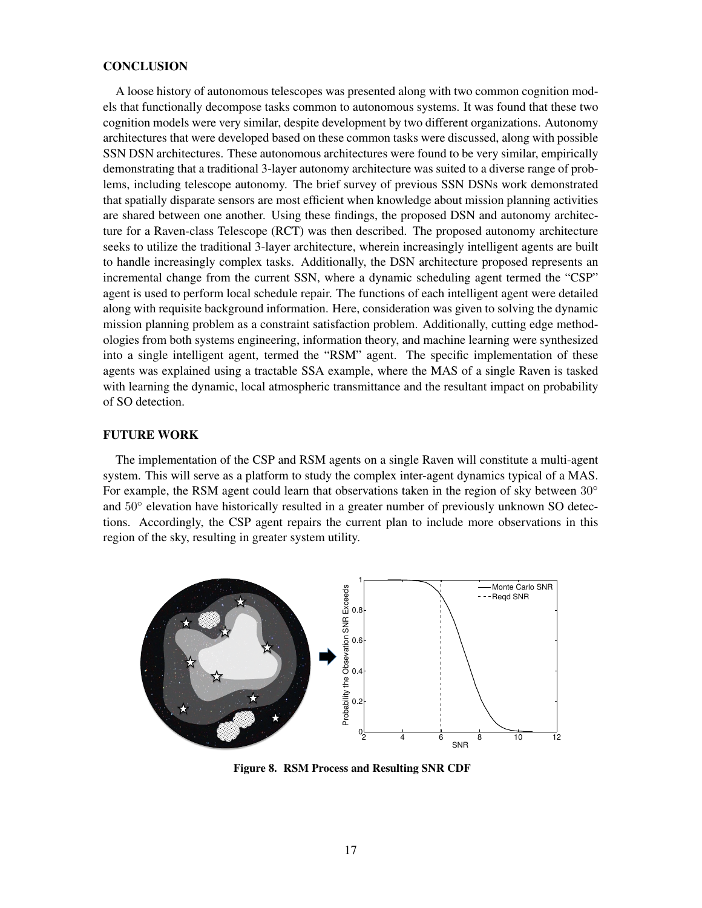## CONCLUSION

A loose history of autonomous telescopes was presented along with two common cognition models that functionally decompose tasks common to autonomous systems. It was found that these two cognition models were very similar, despite development by two different organizations. Autonomy architectures that were developed based on these common tasks were discussed, along with possible SSN DSN architectures. These autonomous architectures were found to be very similar, empirically demonstrating that a traditional 3-layer autonomy architecture was suited to a diverse range of problems, including telescope autonomy. The brief survey of previous SSN DSNs work demonstrated that spatially disparate sensors are most efficient when knowledge about mission planning activities are shared between one another. Using these findings, the proposed DSN and autonomy architecture for a Raven-class Telescope (RCT) was then described. The proposed autonomy architecture seeks to utilize the traditional 3-layer architecture, wherein increasingly intelligent agents are built to handle increasingly complex tasks. Additionally, the DSN architecture proposed represents an incremental change from the current SSN, where a dynamic scheduling agent termed the "CSP" agent is used to perform local schedule repair. The functions of each intelligent agent were detailed along with requisite background information. Here, consideration was given to solving the dynamic mission planning problem as a constraint satisfaction problem. Additionally, cutting edge methodologies from both systems engineering, information theory, and machine learning were synthesized into a single intelligent agent, termed the "RSM" agent. The specific implementation of these agents was explained using a tractable SSA example, where the MAS of a single Raven is tasked with learning the dynamic, local atmospheric transmittance and the resultant impact on probability of SO detection.

## FUTURE WORK

The implementation of the CSP and RSM agents on a single Raven will constitute a multi-agent system. This will serve as a platform to study the complex inter-agent dynamics typical of a MAS. For example, the RSM agent could learn that observations taken in the region of sky between $30^\circ$ and $50^\circ$ elevation have historically resulted in a greater number of previously unknown SO detections. Accordingly, the CSP agent repairs the current plan to include more observations in this region of the sky, resulting in greater system utility.

**Figure 8. RSM Process and Resulting SNR CDF**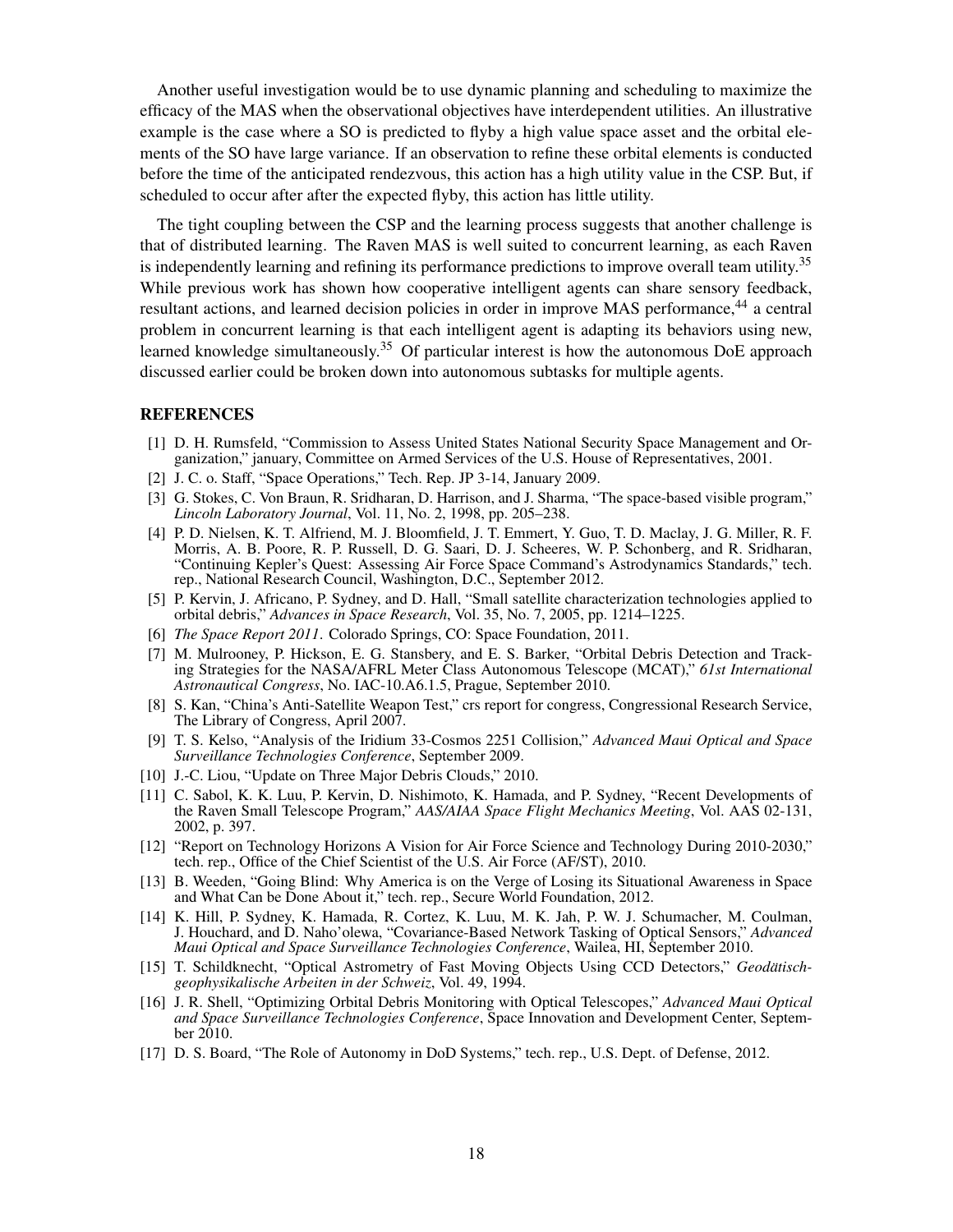Another useful investigation would be to use dynamic planning and scheduling to maximize the efficacy of the MAS when the observational objectives have interdependent utilities. An illustrative example is the case where a SO is predicted to flyby a high value space asset and the orbital elements of the SO have large variance. If an observation to refine these orbital elements is conducted before the time of the anticipated rendezvous, this action has a high utility value in the CSP. But, if scheduled to occur after after the expected flyby, this action has little utility.

The tight coupling between the CSP and the learning process suggests that another challenge is that of distributed learning. The Raven MAS is well suited to concurrent learning, as each Raven is independently learning and refining its performance predictions to improve overall team utility.[35] While previous work has shown how cooperative intelligent agents can share sensory feedback, resultant actions, and learned decision policies in order in improve MAS performance,[44] a central problem in concurrent learning is that each intelligent agent is adapting its behaviors using new, learned knowledge simultaneously.[35] Of particular interest is how the autonomous DoE approach discussed earlier could be broken down into autonomous subtasks for multiple agents.

## REFERENCES

[1] D. H. Rumsfeld, "Commission to Assess United States National Security Space Management and Organization," january, Committee on Armed Services of the U.S. House of Representatives, 2001.

[2] J. C. o. Staff, "Space Operations," Tech. Rep. JP 3-14, January 2009.

[3] G. Stokes, C. Von Braun, R. Sridharan, D. Harrison, and J. Sharma, "The space-based visible program," *Lincoln Laboratory Journal*, Vol. 11, No. 2, 1998, pp. 205–238.

[4] P. D. Nielsen, K. T. Alfriend, M. J. Bloomfield, J. T. Emmert, Y. Guo, T. D. Maclay, J. G. Miller, R. F. Morris, A. B. Poore, R. P. Russell, D. G. Saari, D. J. Scheeres, W. P. Schonberg, and R. Sridharan, "Continuing Kepler's Quest: Assessing Air Force Space Command's Astrodynamics Standards," tech. rep., National Research Council, Washington, D.C., September 2012.

[5] P. Kervin, J. Africano, P. Sydney, and D. Hall, "Small satellite characterization technologies applied to orbital debris," *Advances in Space Research*, Vol. 35, No. 7, 2005, pp. 1214–1225.

[6] *The Space Report 2011*. Colorado Springs, CO: Space Foundation, 2011.

[7] M. Mulrooney, P. Hickson, E. G. Stansbery, and E. S. Barker, "Orbital Debris Detection and Tracking Strategies for the NASA/AFRL Meter Class Autonomous Telescope (MCAT)," *61st International Astronautical Congress*, No. IAC-10.A6.1.5, Prague, September 2010.

[8] S. Kan, "China's Anti-Satellite Weapon Test," crs report for congress, Congressional Research Service, The Library of Congress, April 2007.

[9] T. S. Kelso, "Analysis of the Iridium 33-Cosmos 2251 Collision," *Advanced Maui Optical and Space Surveillance Technologies Conference*, September 2009.

[10] J.-C. Liou, "Update on Three Major Debris Clouds," 2010.

[11] C. Sabol, K. K. Luu, P. Kervin, D. Nishimoto, K. Hamada, and P. Sydney, "Recent Developments of the Raven Small Telescope Program," *AAS/AIAA Space Flight Mechanics Meeting*, Vol. AAS 02-131, 2002, p. 397.

[12] "Report on Technology Horizons A Vision for Air Force Science and Technology During 2010-2030," tech. rep., Office of the Chief Scientist of the U.S. Air Force (AF/ST), 2010.

[13] B. Weeden, "Going Blind: Why America is on the Verge of Losing its Situational Awareness in Space and What Can be Done About it," tech. rep., Secure World Foundation, 2012.

[14] K. Hill, P. Sydney, K. Hamada, R. Cortez, K. Luu, M. K. Jah, P. W. J. Schumacher, M. Coulman, J. Houchard, and D. Naho'olewa, "Covariance-Based Network Tasking of Optical Sensors," *Advanced Maui Optical and Space Surveillance Technologies Conference*, Wailea, HI, September 2010.

[15] T. Schildknecht, "Optical Astrometry of Fast Moving Objects Using CCD Detectors," *Geodätisch-geophysikalische Arbeiten in der Schweiz*, Vol. 49, 1994.

[16] J. R. Shell, "Optimizing Orbital Debris Monitoring with Optical Telescopes," *Advanced Maui Optical and Space Surveillance Technologies Conference*, Space Innovation and Development Center, September 2010.

[17] D. S. Board, "The Role of Autonomy in DoD Systems," tech. rep., U.S. Dept. of Defense, 2012.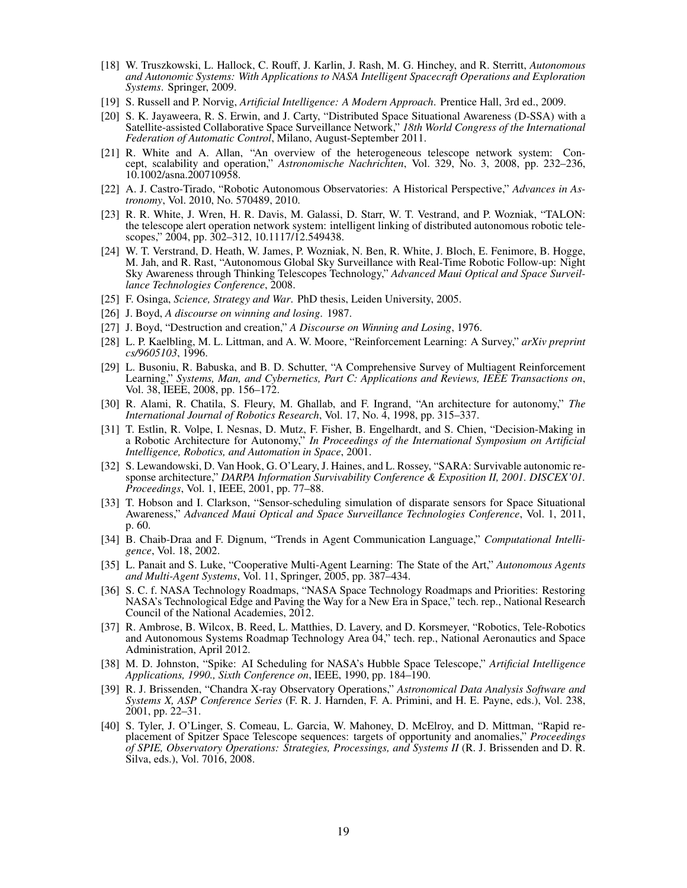[18] W. Truszkowski, L. Hallock, C. Rouff, J. Karlin, J. Rash, M. G. Hinchey, and R. Sterritt, *Autonomous and Autonomic Systems: With Applications to NASA Intelligent Spacecraft Operations and Exploration Systems*. Springer, 2009.

[19] S. Russell and P. Norvig, *Artificial Intelligence: A Modern Approach*. Prentice Hall, 3rd ed., 2009.

[20] S. K. Jayaweera, R. S. Erwin, and J. Carty, "Distributed Space Situational Awareness (D-SSA) with a Satellite-assisted Collaborative Space Surveillance Network," *18th World Congress of the International Federation of Automatic Control*, Milano, August-September 2011.

[21] R. White and A. Allan, "An overview of the heterogeneous telescope network system: Concept, scalability and operation," *Astronomische Nachrichten*, Vol. 329, No. 3, 2008, pp. 232–236, 10.1002/asna.200710958.

[22] A. J. Castro-Tirado, "Robotic Autonomous Observatories: A Historical Perspective," *Advances in Astronomy*, Vol. 2010, No. 570489, 2010.

[23] R. R. White, J. Wren, H. R. Davis, M. Galassi, D. Starr, W. T. Vestrand, and P. Wozniak, "TALON: the telescope alert operation network system: intelligent linking of distributed autonomous robotic telescopes," 2004, pp. 302–312, 10.1117/12.549438.

[24] W. T. Verstrand, D. Heath, W. James, P. Wozniak, N. Ben, R. White, J. Bloch, E. Fenimore, B. Hogge, M. Jah, and R. Rast, "Autonomous Global Sky Surveillance with Real-Time Robotic Follow-up: Night Sky Awareness through Thinking Telescopes Technology," *Advanced Maui Optical and Space Surveillance Technologies Conference*, 2008.

[25] F. Osinga, *Science, Strategy and War*. PhD thesis, Leiden University, 2005.

[26] J. Boyd, *A discourse on winning and losing*. 1987.

[27] J. Boyd, "Destruction and creation," *A Discourse on Winning and Losing*, 1976.

[28] L. P. Kaelbling, M. L. Littman, and A. W. Moore, "Reinforcement Learning: A Survey," *arXiv preprint cs/9605103*, 1996.

[29] L. Busoniu, R. Babuska, and B. D. Schutter, "A Comprehensive Survey of Multiagent Reinforcement Learning," *Systems, Man, and Cybernetics, Part C: Applications and Reviews, IEEE Transactions on*, Vol. 38, IEEE, 2008, pp. 156–172.

[30] R. Alami, R. Chatila, S. Fleury, M. Ghallab, and F. Ingrand, "An architecture for autonomy," *The International Journal of Robotics Research*, Vol. 17, No. 4, 1998, pp. 315–337.

[31] T. Estlin, R. Volpe, I. Nesnas, D. Mutz, F. Fisher, B. Engelhardt, and S. Chien, "Decision-Making in a Robotic Architecture for Autonomy," *In Proceedings of the International Symposium on Artificial Intelligence, Robotics, and Automation in Space*, 2001.

[32] S. Lewandowski, D. Van Hook, G. O'Leary, J. Haines, and L. Rossey, "SARA: Survivable autonomic response architecture," *DARPA Information Survivability Conference & Exposition II, 2001. DISCEX'01. Proceedings*, Vol. 1, IEEE, 2001, pp. 77–88.

[33] T. Hobson and I. Clarkson, "Sensor-scheduling simulation of disparate sensors for Space Situational Awareness," *Advanced Maui Optical and Space Surveillance Technologies Conference*, Vol. 1, 2011, p. 60.

[34] B. Chaib-Draa and F. Dignum, "Trends in Agent Communication Language," *Computational Intelligence*, Vol. 18, 2002.

[35] L. Panait and S. Luke, "Cooperative Multi-Agent Learning: The State of the Art," *Autonomous Agents and Multi-Agent Systems*, Vol. 11, Springer, 2005, pp. 387–434.

[36] S. C. f. NASA Technology Roadmaps, "NASA Space Technology Roadmaps and Priorities: Restoring NASA's Technological Edge and Paving the Way for a New Era in Space," tech. rep., National Research Council of the National Academies, 2012.

[37] R. Ambrose, B. Wilcox, B. Reed, L. Matthies, D. Lavery, and D. Korsmeyer, "Robotics, Tele-Robotics and Autonomous Systems Roadmap Technology Area 04," tech. rep., National Aeronautics and Space Administration, April 2012.

[38] M. D. Johnston, "Spike: AI Scheduling for NASA's Hubble Space Telescope," *Artificial Intelligence Applications, 1990., Sixth Conference on*, IEEE, 1990, pp. 184–190.

[39] R. J. Brissenden, "Chandra X-ray Observatory Operations," *Astronomical Data Analysis Software and Systems X, ASP Conference Series* (F. R. J. Harnden, F. A. Primini, and H. E. Payne, eds.), Vol. 238, 2001, pp. 22–31.

[40] S. Tyler, J. O'Linger, S. Comeau, L. Garcia, W. Mahoney, D. McElroy, and D. Mittman, "Rapid replacement of Spitzer Space Telescope sequences: targets of opportunity and anomalies," *Proceedings of SPIE, Observatory Operations: Strategies, Processings, and Systems II* (R. J. Brissenden and D. R. Silva, eds.), Vol. 7016, 2008.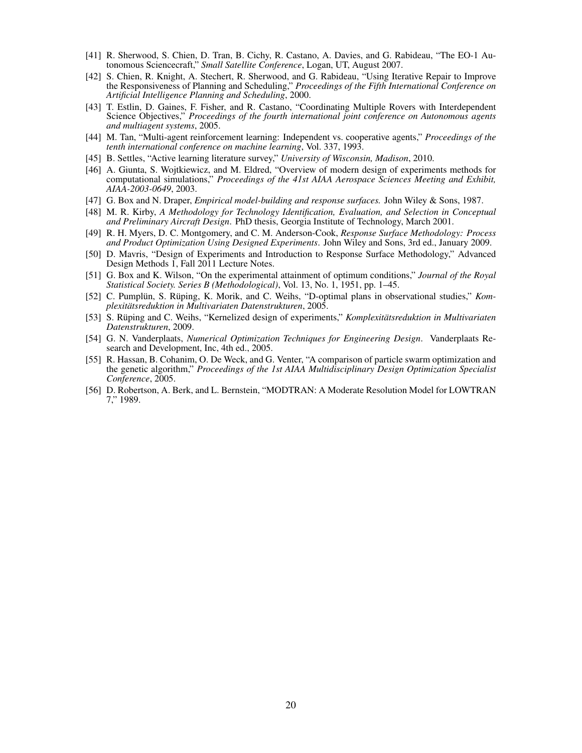[41] R. Sherwood, S. Chien, D. Tran, B. Cichy, R. Castano, A. Davies, and G. Rabideau, "The EO-1 Autonomous Sciencecraft," *Small Satellite Conference*, Logan, UT, August 2007.

[42] S. Chien, R. Knight, A. Stechert, R. Sherwood, and G. Rabideau, "Using Iterative Repair to Improve the Responsiveness of Planning and Scheduling," *Proceedings of the Fifth International Conference on Artificial Intelligence Planning and Scheduling*, 2000.

[43] T. Estlin, D. Gaines, F. Fisher, and R. Castano, "Coordinating Multiple Rovers with Interdependent Science Objectives," *Proceedings of the fourth international joint conference on Autonomous agents and multiagent systems*, 2005.

[44] M. Tan, "Multi-agent reinforcement learning: Independent vs. cooperative agents," *Proceedings of the tenth international conference on machine learning*, Vol. 337, 1993.

[45] B. Settles, "Active learning literature survey," *University of Wisconsin, Madison*, 2010.

[46] A. Giunta, S. Wojtkiewicz, and M. Eldred, "Overview of modern design of experiments methods for computational simulations," *Proceedings of the 41st AIAA Aerospace Sciences Meeting and Exhibit, AIAA-2003-0649*, 2003.

[47] G. Box and N. Draper, *Empirical model-building and response surfaces.* John Wiley & Sons, 1987.

[48] M. R. Kirby, *A Methodology for Technology Identification, Evaluation, and Selection in Conceptual and Preliminary Aircraft Design*. PhD thesis, Georgia Institute of Technology, March 2001.

[49] R. H. Myers, D. C. Montgomery, and C. M. Anderson-Cook, *Response Surface Methodology: Process and Product Optimization Using Designed Experiments*. John Wiley and Sons, 3rd ed., January 2009.

[50] D. Mavris, "Design of Experiments and Introduction to Response Surface Methodology," Advanced Design Methods 1, Fall 2011 Lecture Notes.

[51] G. Box and K. Wilson, "On the experimental attainment of optimum conditions," *Journal of the Royal Statistical Society. Series B (Methodological)*, Vol. 13, No. 1, 1951, pp. 1–45.

[52] C. Pumplün, S. Rüping, K. Morik, and C. Weihs, "D-optimal plans in observational studies," *Komplexitätsreduktion in Multivariaten Datenstrukturen*, 2005.

[53] S. Rüping and C. Weihs, "Kernelized design of experiments," *Komplexitätsreduktion in Multivariaten Datenstrukturen*, 2009.

[54] G. N. Vanderplaats, *Numerical Optimization Techniques for Engineering Design*. Vanderplaats Research and Development, Inc, 4th ed., 2005.

[55] R. Hassan, B. Cohanim, O. De Weck, and G. Venter, "A comparison of particle swarm optimization and the genetic algorithm," *Proceedings of the 1st AIAA Multidisciplinary Design Optimization Specialist Conference*, 2005.

[56] D. Robertson, A. Berk, and L. Bernstein, "MODTRAN: A Moderate Resolution Model for LOWTRAN 7," 1989.